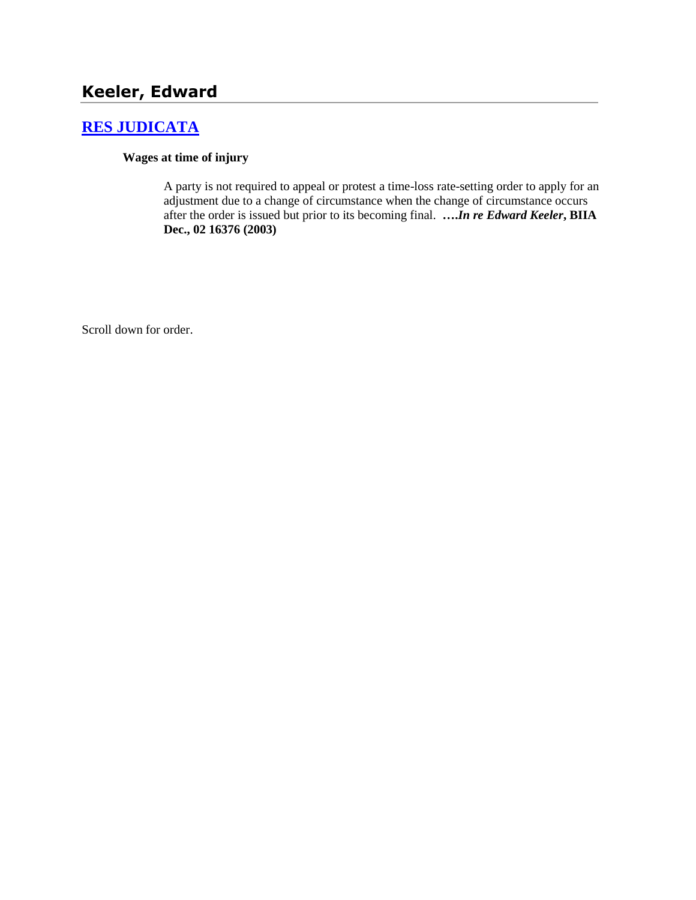## Keeler, Edward

### [RES JUDICATA](#)

**Wages at time of injury**

A party is not required to appeal or protest a time-loss rate-setting order to apply for an adjustment due to a change of circumstance when the change of circumstance occurs after the order is issued but prior to its becoming final. ****….In re Edward Keeler*, BIIA Dec., 02 16376 (2003)**

Scroll down for order.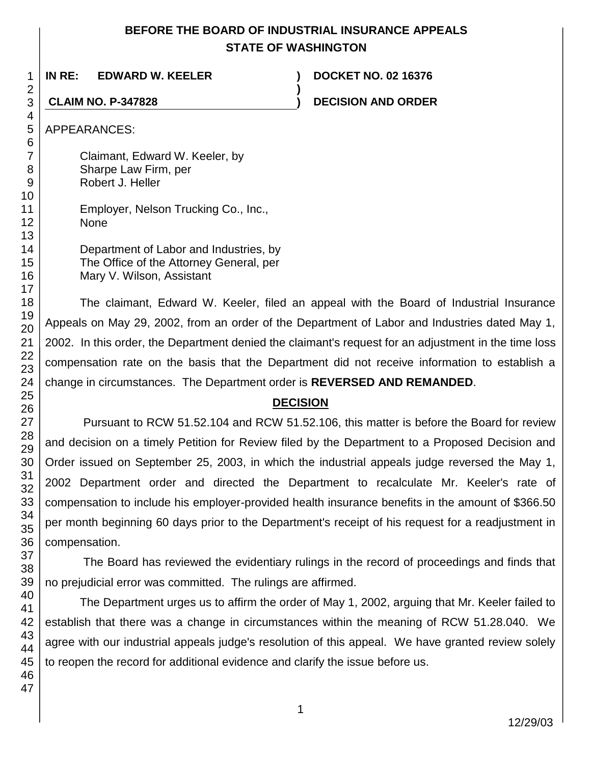**BEFORE THE BOARD OF INDUSTRIAL INSURANCE APPEALS**
**STATE OF WASHINGTON**

| | | |
|---|---|---|
| **IN RE: EDWARD W. KEELER** | **)** | **DOCKET NO. 02 16376** |
| | **)** | |
| **CLAIM NO. P-347828** | **)** | **DECISION AND ORDER** |

APPEARANCES:

Claimant, Edward W. Keeler, by
Sharpe Law Firm, per
Robert J. Heller

Employer, Nelson Trucking Co., Inc.,
None

Department of Labor and Industries, by
The Office of the Attorney General, per
Mary V. Wilson, Assistant

The claimant, Edward W. Keeler, filed an appeal with the Board of Industrial Insurance Appeals on May 29, 2002, from an order of the Department of Labor and Industries dated May 1, 2002. In this order, the Department denied the claimant's request for an adjustment in the time loss compensation rate on the basis that the Department did not receive information to establish a change in circumstances. The Department order is **REVERSED AND REMANDED**.

## DECISION

Pursuant to RCW 51.52.104 and RCW 51.52.106, this matter is before the Board for review and decision on a timely Petition for Review filed by the Department to a Proposed Decision and Order issued on September 25, 2003, in which the industrial appeals judge reversed the May 1, 2002 Department order and directed the Department to recalculate Mr. Keeler's rate of compensation to include his employer-provided health insurance benefits in the amount of $366.50 per month beginning 60 days prior to the Department's receipt of his request for a readjustment in compensation.

The Board has reviewed the evidentiary rulings in the record of proceedings and finds that no prejudicial error was committed. The rulings are affirmed.

The Department urges us to affirm the order of May 1, 2002, arguing that Mr. Keeler failed to establish that there was a change in circumstances within the meaning of RCW 51.28.040. We agree with our industrial appeals judge's resolution of this appeal. We have granted review solely to reopen the record for additional evidence and clarify the issue before us.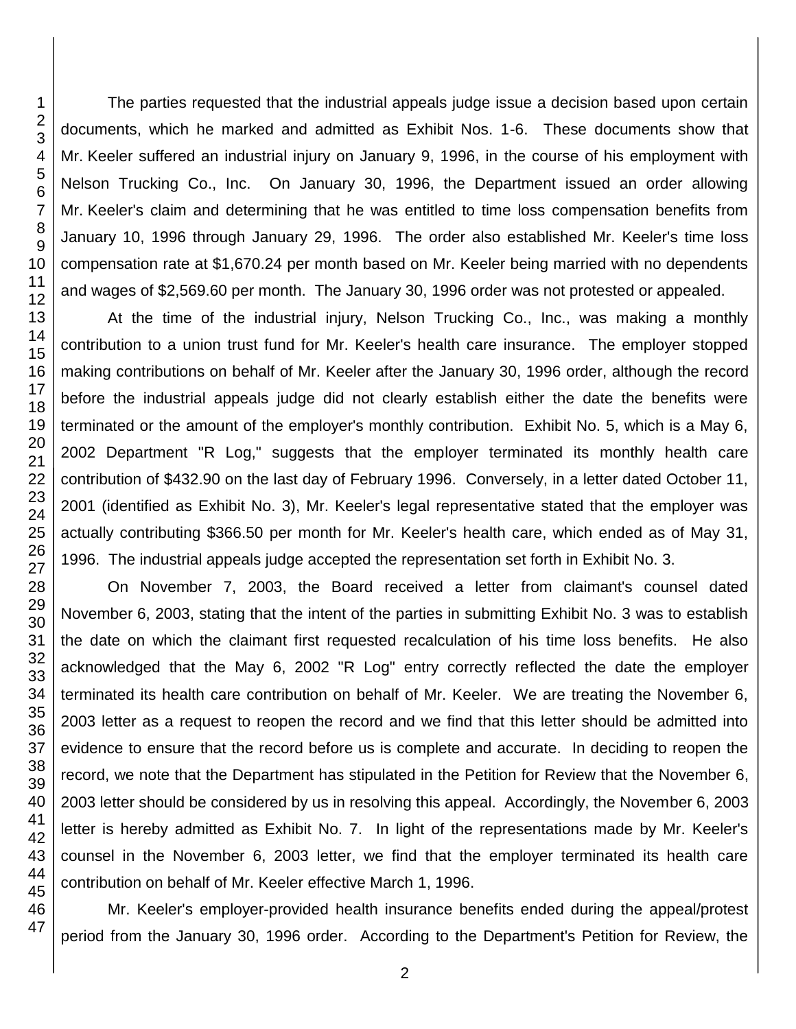The parties requested that the industrial appeals judge issue a decision based upon certain documents, which he marked and admitted as Exhibit Nos. 1-6. These documents show that Mr. Keeler suffered an industrial injury on January 9, 1996, in the course of his employment with Nelson Trucking Co., Inc. On January 30, 1996, the Department issued an order allowing Mr. Keeler's claim and determining that he was entitled to time loss compensation benefits from January 10, 1996 through January 29, 1996. The order also established Mr. Keeler's time loss compensation rate at $1,670.24 per month based on Mr. Keeler being married with no dependents and wages of $2,569.60 per month. The January 30, 1996 order was not protested or appealed.

At the time of the industrial injury, Nelson Trucking Co., Inc., was making a monthly contribution to a union trust fund for Mr. Keeler's health care insurance. The employer stopped making contributions on behalf of Mr. Keeler after the January 30, 1996 order, although the record before the industrial appeals judge did not clearly establish either the date the benefits were terminated or the amount of the employer's monthly contribution. Exhibit No. 5, which is a May 6, 2002 Department "R Log," suggests that the employer terminated its monthly health care contribution of $432.90 on the last day of February 1996. Conversely, in a letter dated October 11, 2001 (identified as Exhibit No. 3), Mr. Keeler's legal representative stated that the employer was actually contributing $366.50 per month for Mr. Keeler's health care, which ended as of May 31, 1996. The industrial appeals judge accepted the representation set forth in Exhibit No. 3.

On November 7, 2003, the Board received a letter from claimant's counsel dated November 6, 2003, stating that the intent of the parties in submitting Exhibit No. 3 was to establish the date on which the claimant first requested recalculation of his time loss benefits. He also acknowledged that the May 6, 2002 "R Log" entry correctly reflected the date the employer terminated its health care contribution on behalf of Mr. Keeler. We are treating the November 6, 2003 letter as a request to reopen the record and we find that this letter should be admitted into evidence to ensure that the record before us is complete and accurate. In deciding to reopen the record, we note that the Department has stipulated in the Petition for Review that the November 6, 2003 letter should be considered by us in resolving this appeal. Accordingly, the November 6, 2003 letter is hereby admitted as Exhibit No. 7. In light of the representations made by Mr. Keeler's counsel in the November 6, 2003 letter, we find that the employer terminated its health care contribution on behalf of Mr. Keeler effective March 1, 1996.

Mr. Keeler's employer-provided health insurance benefits ended during the appeal/protest period from the January 30, 1996 order. According to the Department's Petition for Review, the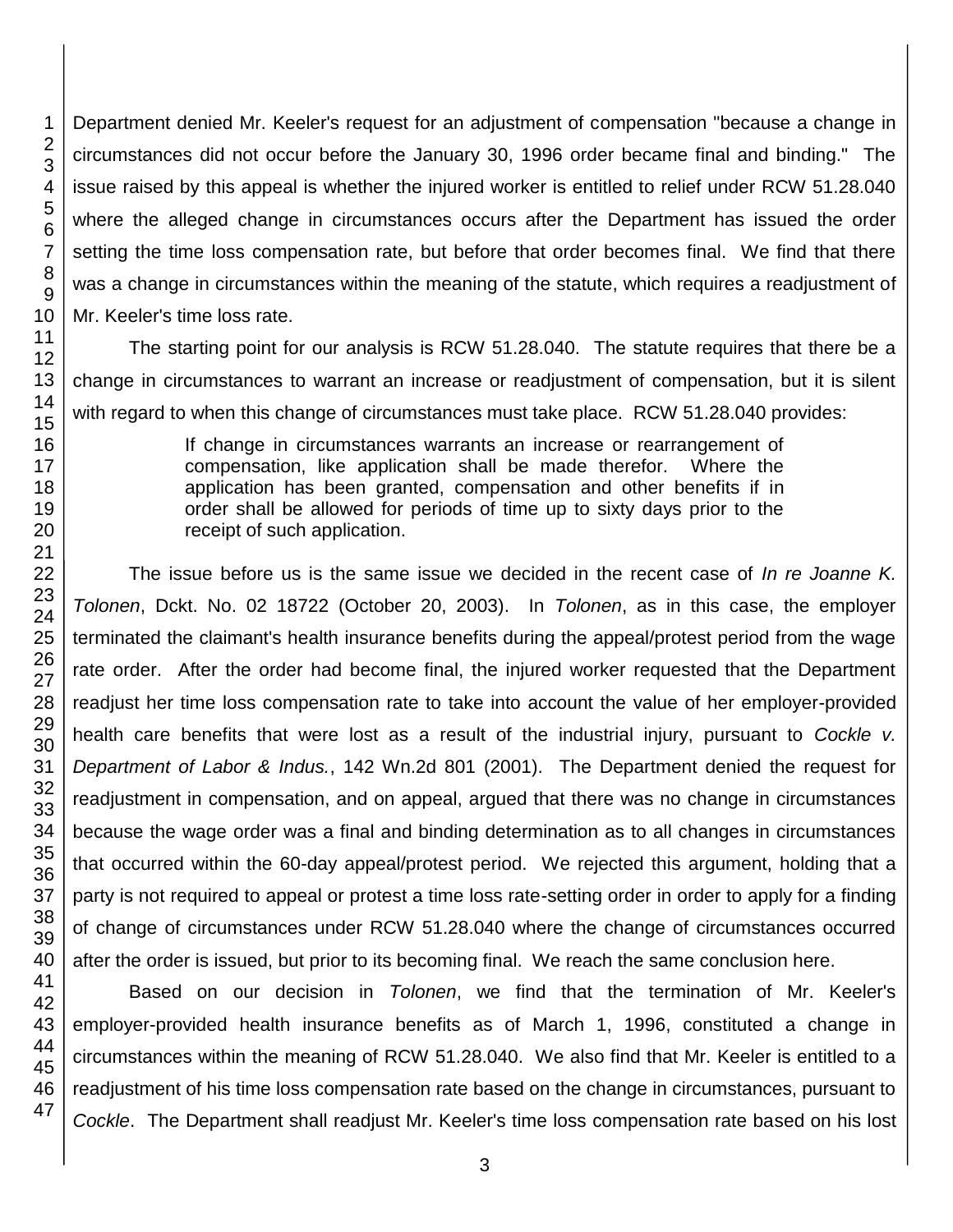Department denied Mr. Keeler's request for an adjustment of compensation "because a change in circumstances did not occur before the January 30, 1996 order became final and binding." The issue raised by this appeal is whether the injured worker is entitled to relief under RCW 51.28.040 where the alleged change in circumstances occurs after the Department has issued the order setting the time loss compensation rate, but before that order becomes final. We find that there was a change in circumstances within the meaning of the statute, which requires a readjustment of Mr. Keeler's time loss rate.

The starting point for our analysis is RCW 51.28.040. The statute requires that there be a change in circumstances to warrant an increase or readjustment of compensation, but it is silent with regard to when this change of circumstances must take place. RCW 51.28.040 provides:

> If change in circumstances warrants an increase or rearrangement of compensation, like application shall be made therefor. Where the application has been granted, compensation and other benefits if in order shall be allowed for periods of time up to sixty days prior to the receipt of such application.

The issue before us is the same issue we decided in the recent case of *In re Joanne K. Tolonen*, Dckt. No. 02 18722 (October 20, 2003). In *Tolonen*, as in this case, the employer terminated the claimant's health insurance benefits during the appeal/protest period from the wage rate order. After the order had become final, the injured worker requested that the Department readjust her time loss compensation rate to take into account the value of her employer-provided health care benefits that were lost as a result of the industrial injury, pursuant to *Cockle v. Department of Labor & Indus.*, 142 Wn.2d 801 (2001). The Department denied the request for readjustment in compensation, and on appeal, argued that there was no change in circumstances because the wage order was a final and binding determination as to all changes in circumstances that occurred within the 60-day appeal/protest period. We rejected this argument, holding that a party is not required to appeal or protest a time loss rate-setting order in order to apply for a finding of change of circumstances under RCW 51.28.040 where the change of circumstances occurred after the order is issued, but prior to its becoming final. We reach the same conclusion here.

Based on our decision in *Tolonen*, we find that the termination of Mr. Keeler's employer-provided health insurance benefits as of March 1, 1996, constituted a change in circumstances within the meaning of RCW 51.28.040. We also find that Mr. Keeler is entitled to a readjustment of his time loss compensation rate based on the change in circumstances, pursuant to *Cockle*. The Department shall readjust Mr. Keeler's time loss compensation rate based on his lost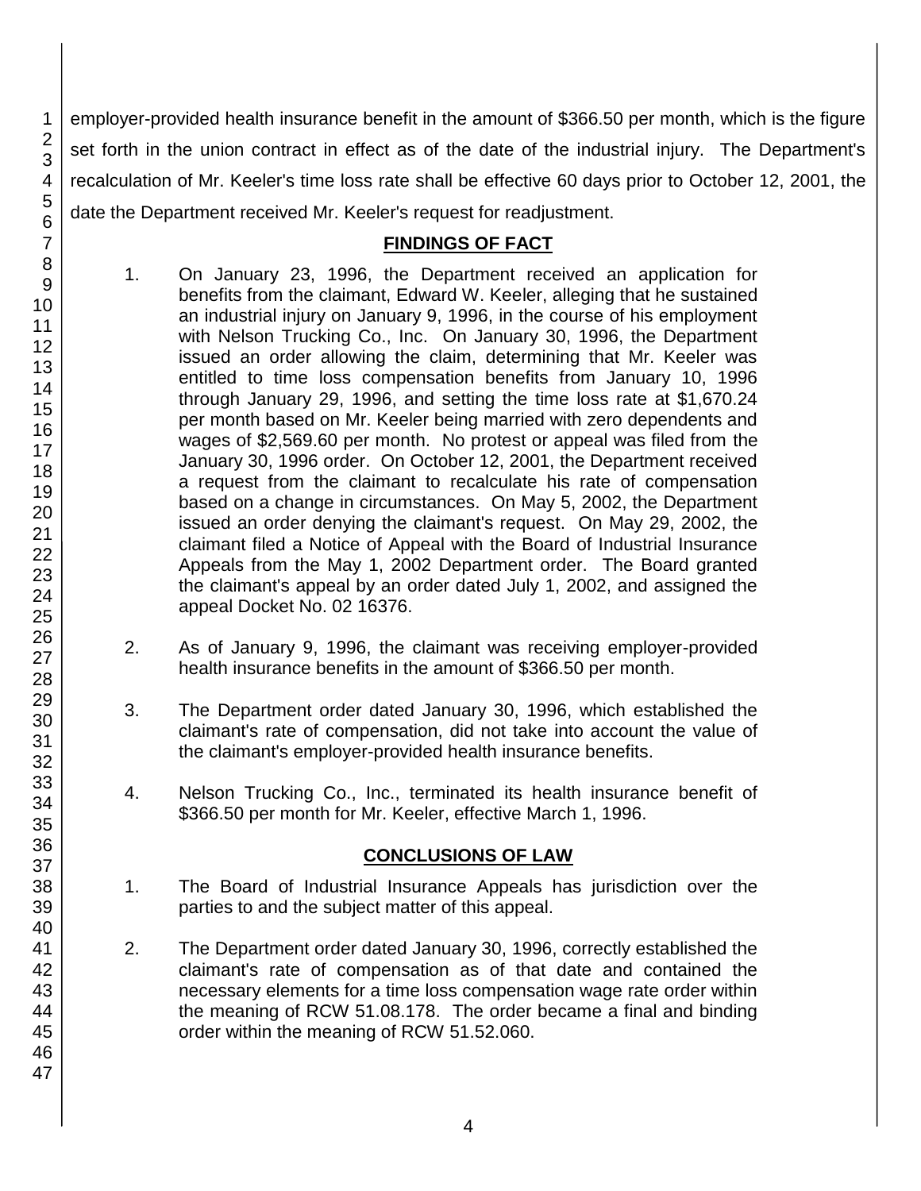employer-provided health insurance benefit in the amount of $366.50 per month, which is the figure set forth in the union contract in effect as of the date of the industrial injury. The Department's recalculation of Mr. Keeler's time loss rate shall be effective 60 days prior to October 12, 2001, the date the Department received Mr. Keeler's request for readjustment.

## FINDINGS OF FACT

1. On January 23, 1996, the Department received an application for benefits from the claimant, Edward W. Keeler, alleging that he sustained an industrial injury on January 9, 1996, in the course of his employment with Nelson Trucking Co., Inc. On January 30, 1996, the Department issued an order allowing the claim, determining that Mr. Keeler was entitled to time loss compensation benefits from January 10, 1996 through January 29, 1996, and setting the time loss rate at $1,670.24 per month based on Mr. Keeler being married with zero dependents and wages of $2,569.60 per month. No protest or appeal was filed from the January 30, 1996 order. On October 12, 2001, the Department received a request from the claimant to recalculate his rate of compensation based on a change in circumstances. On May 5, 2002, the Department issued an order denying the claimant's request. On May 29, 2002, the claimant filed a Notice of Appeal with the Board of Industrial Insurance Appeals from the May 1, 2002 Department order. The Board granted the claimant's appeal by an order dated July 1, 2002, and assigned the appeal Docket No. 02 16376.

2. As of January 9, 1996, the claimant was receiving employer-provided health insurance benefits in the amount of $366.50 per month.

3. The Department order dated January 30, 1996, which established the claimant's rate of compensation, did not take into account the value of the claimant's employer-provided health insurance benefits.

4. Nelson Trucking Co., Inc., terminated its health insurance benefit of $366.50 per month for Mr. Keeler, effective March 1, 1996.

## CONCLUSIONS OF LAW

1. The Board of Industrial Insurance Appeals has jurisdiction over the parties to and the subject matter of this appeal.

2. The Department order dated January 30, 1996, correctly established the claimant's rate of compensation as of that date and contained the necessary elements for a time loss compensation wage rate order within the meaning of RCW 51.08.178. The order became a final and binding order within the meaning of RCW 51.52.060.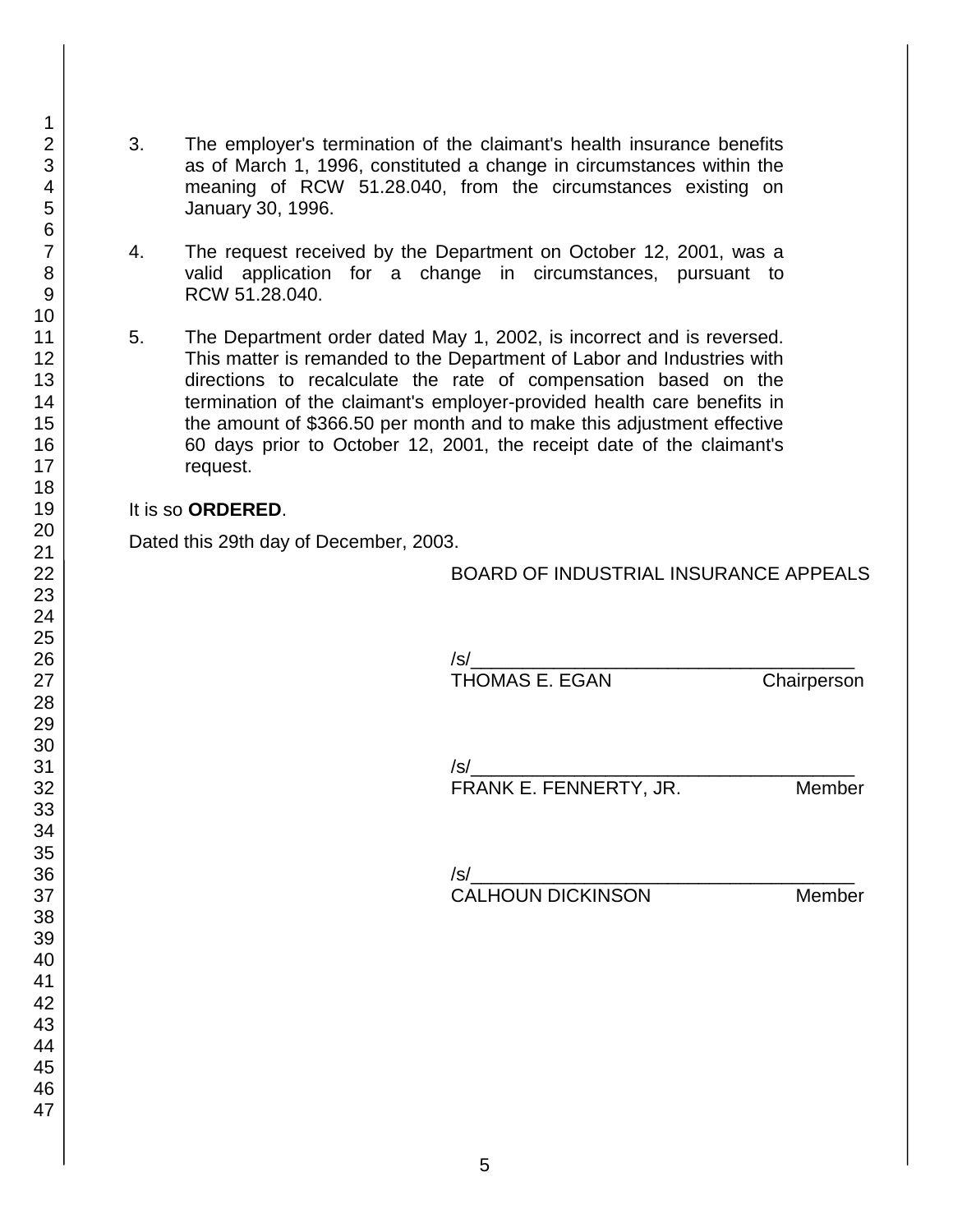3. The employer's termination of the claimant's health insurance benefits as of March 1, 1996, constituted a change in circumstances within the meaning of RCW 51.28.040, from the circumstances existing on January 30, 1996.

4. The request received by the Department on October 12, 2001, was a valid application for a change in circumstances, pursuant to RCW 51.28.040.

5. The Department order dated May 1, 2002, is incorrect and is reversed. This matter is remanded to the Department of Labor and Industries with directions to recalculate the rate of compensation based on the termination of the claimant's employer-provided health care benefits in the amount of $366.50 per month and to make this adjustment effective 60 days prior to October 12, 2001, the receipt date of the claimant's request.

It is so **ORDERED**.

Dated this 29th day of December, 2003.

BOARD OF INDUSTRIAL INSURANCE APPEALS

/s/______________________________________
THOMAS E. EGAN Chairperson

/s/______________________________________
FRANK E. FENNERTY, JR. Member

/s/______________________________________
CALHOUN DICKINSON Member